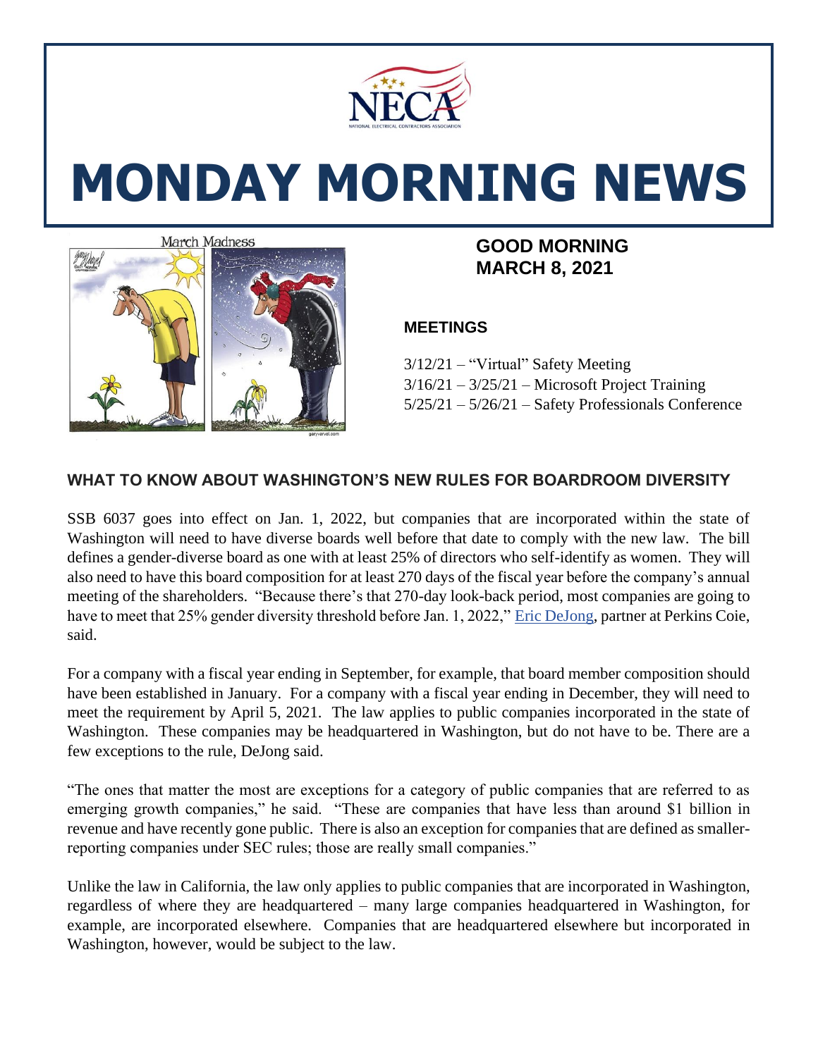# MONDAY MORNING NEWS

## GOOD MORNING
## MARCH 8, 2021

### MEETINGS

3/12/21 – "Virtual" Safety Meeting
3/16/21 – 3/25/21 – Microsoft Project Training
5/25/21 – 5/26/21 – Safety Professionals Conference

### WHAT TO KNOW ABOUT WASHINGTON'S NEW RULES FOR BOARDROOM DIVERSITY

SSB 6037 goes into effect on Jan. 1, 2022, but companies that are incorporated within the state of Washington will need to have diverse boards well before that date to comply with the new law. The bill defines a gender-diverse board as one with at least 25% of directors who self-identify as women. They will also need to have this board composition for at least 270 days of the fiscal year before the company's annual meeting of the shareholders. "Because there's that 270-day look-back period, most companies are going to have to meet that 25% gender diversity threshold before Jan. 1, 2022," Eric DeJong, partner at Perkins Coie, said.

For a company with a fiscal year ending in September, for example, that board member composition should have been established in January. For a company with a fiscal year ending in December, they will need to meet the requirement by April 5, 2021. The law applies to public companies incorporated in the state of Washington. These companies may be headquartered in Washington, but do not have to be. There are a few exceptions to the rule, DeJong said.

"The ones that matter the most are exceptions for a category of public companies that are referred to as emerging growth companies," he said. "These are companies that have less than around $1 billion in revenue and have recently gone public. There is also an exception for companies that are defined as smaller-reporting companies under SEC rules; those are really small companies."

Unlike the law in California, the law only applies to public companies that are incorporated in Washington, regardless of where they are headquartered – many large companies headquartered in Washington, for example, are incorporated elsewhere. Companies that are headquartered elsewhere but incorporated in Washington, however, would be subject to the law.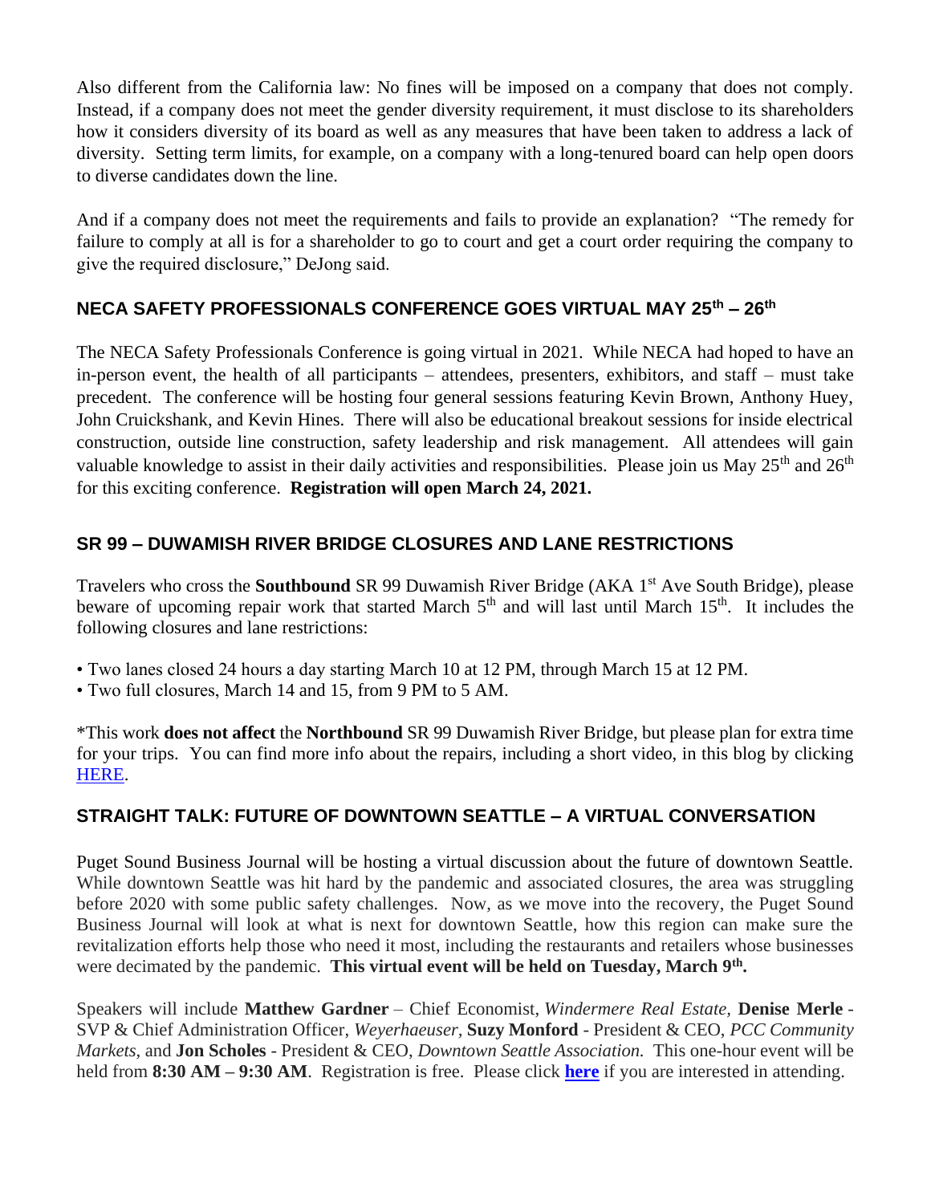Also different from the California law: No fines will be imposed on a company that does not comply. Instead, if a company does not meet the gender diversity requirement, it must disclose to its shareholders how it considers diversity of its board as well as any measures that have been taken to address a lack of diversity. Setting term limits, for example, on a company with a long-tenured board can help open doors to diverse candidates down the line.

And if a company does not meet the requirements and fails to provide an explanation? "The remedy for failure to comply at all is for a shareholder to go to court and get a court order requiring the company to give the required disclosure," DeJong said.

## NECA SAFETY PROFESSIONALS CONFERENCE GOES VIRTUAL MAY 25th – 26th

The NECA Safety Professionals Conference is going virtual in 2021. While NECA had hoped to have an in-person event, the health of all participants – attendees, presenters, exhibitors, and staff – must take precedent. The conference will be hosting four general sessions featuring Kevin Brown, Anthony Huey, John Cruickshank, and Kevin Hines. There will also be educational breakout sessions for inside electrical construction, outside line construction, safety leadership and risk management. All attendees will gain valuable knowledge to assist in their daily activities and responsibilities. Please join us May 25th and 26th for this exciting conference. **Registration will open March 24, 2021.**

## SR 99 – DUWAMISH RIVER BRIDGE CLOSURES AND LANE RESTRICTIONS

Travelers who cross the **Southbound** SR 99 Duwamish River Bridge (AKA 1st Ave South Bridge), please beware of upcoming repair work that started March 5th and will last until March 15th. It includes the following closures and lane restrictions:

- Two lanes closed 24 hours a day starting March 10 at 12 PM, through March 15 at 12 PM.
- Two full closures, March 14 and 15, from 9 PM to 5 AM.

*This work **does not affect** the **Northbound** SR 99 Duwamish River Bridge, but please plan for extra time for your trips. You can find more info about the repairs, including a short video, in this blog by clicking HERE.

## STRAIGHT TALK: FUTURE OF DOWNTOWN SEATTLE – A VIRTUAL CONVERSATION

Puget Sound Business Journal will be hosting a virtual discussion about the future of downtown Seattle. While downtown Seattle was hit hard by the pandemic and associated closures, the area was struggling before 2020 with some public safety challenges. Now, as we move into the recovery, the Puget Sound Business Journal will look at what is next for downtown Seattle, how this region can make sure the revitalization efforts help those who need it most, including the restaurants and retailers whose businesses were decimated by the pandemic. **This virtual event will be held on Tuesday, March 9th.**

Speakers will include **Matthew Gardner** – Chief Economist, *Windermere Real Estate,* **Denise Merle** - SVP & Chief Administration Officer, *Weyerhaeuser,* **Suzy Monford** - President & CEO, *PCC Community Markets,* and **Jon Scholes** - President & CEO, *Downtown Seattle Association.* This one-hour event will be held from **8:30 AM – 9:30 AM**. Registration is free. Please click **here** if you are interested in attending.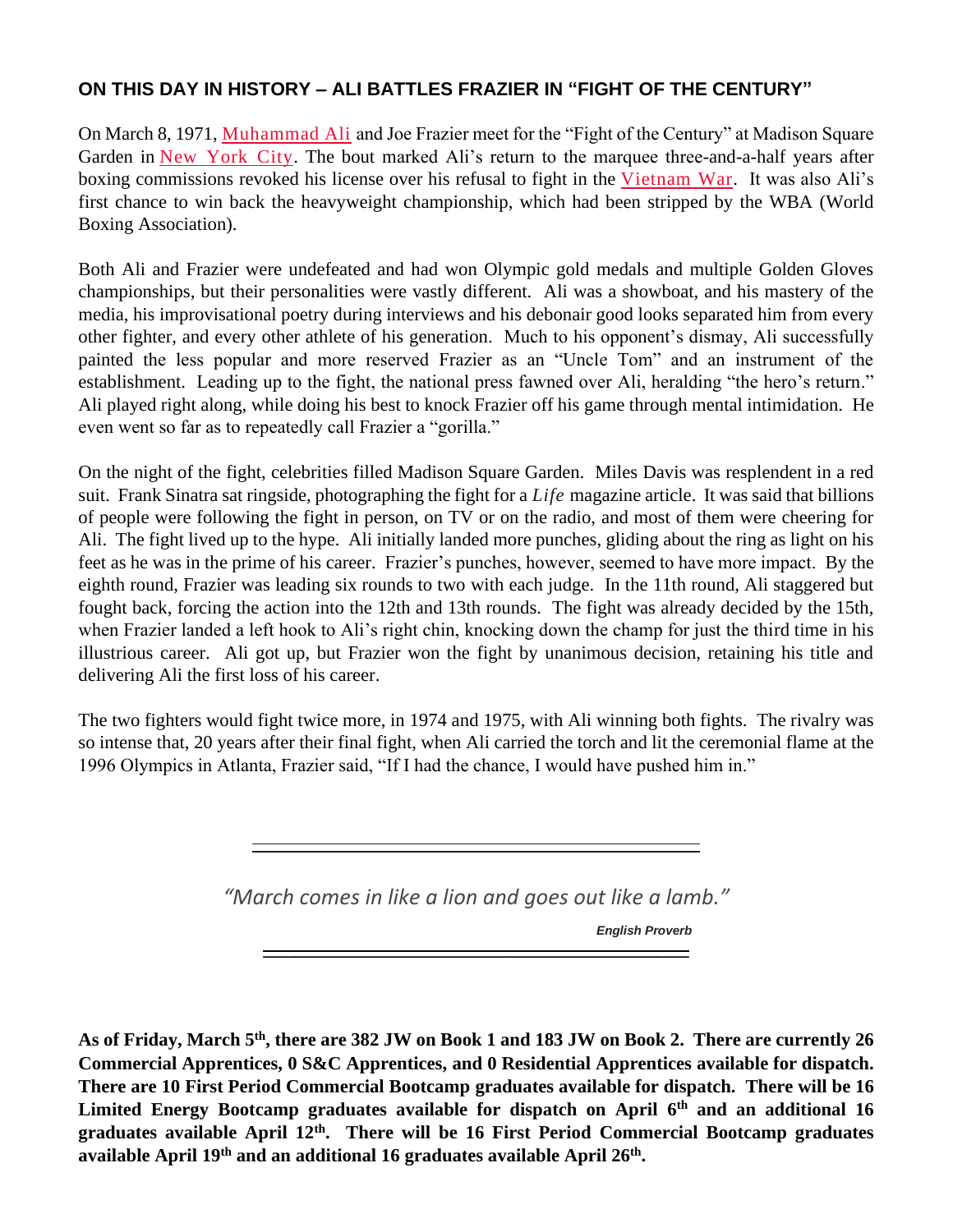**ON THIS DAY IN HISTORY – ALI BATTLES FRAZIER IN "FIGHT OF THE CENTURY"**

On March 8, 1971, Muhammad Ali and Joe Frazier meet for the "Fight of the Century" at Madison Square Garden in New York City. The bout marked Ali's return to the marquee three-and-a-half years after boxing commissions revoked his license over his refusal to fight in the Vietnam War. It was also Ali's first chance to win back the heavyweight championship, which had been stripped by the WBA (World Boxing Association).

Both Ali and Frazier were undefeated and had won Olympic gold medals and multiple Golden Gloves championships, but their personalities were vastly different. Ali was a showboat, and his mastery of the media, his improvisational poetry during interviews and his debonair good looks separated him from every other fighter, and every other athlete of his generation. Much to his opponent's dismay, Ali successfully painted the less popular and more reserved Frazier as an "Uncle Tom" and an instrument of the establishment. Leading up to the fight, the national press fawned over Ali, heralding "the hero's return." Ali played right along, while doing his best to knock Frazier off his game through mental intimidation. He even went so far as to repeatedly call Frazier a "gorilla."

On the night of the fight, celebrities filled Madison Square Garden. Miles Davis was resplendent in a red suit. Frank Sinatra sat ringside, photographing the fight for a *Life* magazine article. It was said that billions of people were following the fight in person, on TV or on the radio, and most of them were cheering for Ali. The fight lived up to the hype. Ali initially landed more punches, gliding about the ring as light on his feet as he was in the prime of his career. Frazier's punches, however, seemed to have more impact. By the eighth round, Frazier was leading six rounds to two with each judge. In the 11th round, Ali staggered but fought back, forcing the action into the 12th and 13th rounds. The fight was already decided by the 15th, when Frazier landed a left hook to Ali's right chin, knocking down the champ for just the third time in his illustrious career. Ali got up, but Frazier won the fight by unanimous decision, retaining his title and delivering Ali the first loss of his career.

The two fighters would fight twice more, in 1974 and 1975, with Ali winning both fights. The rivalry was so intense that, 20 years after their final fight, when Ali carried the torch and lit the ceremonial flame at the 1996 Olympics in Atlanta, Frazier said, "If I had the chance, I would have pushed him in."

---

*"March comes in like a lion and goes out like a lamb."*

***English Proverb***

---

**As of Friday, March 5th, there are 382 JW on Book 1 and 183 JW on Book 2. There are currently 26 Commercial Apprentices, 0 S&C Apprentices, and 0 Residential Apprentices available for dispatch. There are 10 First Period Commercial Bootcamp graduates available for dispatch. There will be 16 Limited Energy Bootcamp graduates available for dispatch on April 6th and an additional 16 graduates available April 12th. There will be 16 First Period Commercial Bootcamp graduates available April 19th and an additional 16 graduates available April 26th.**